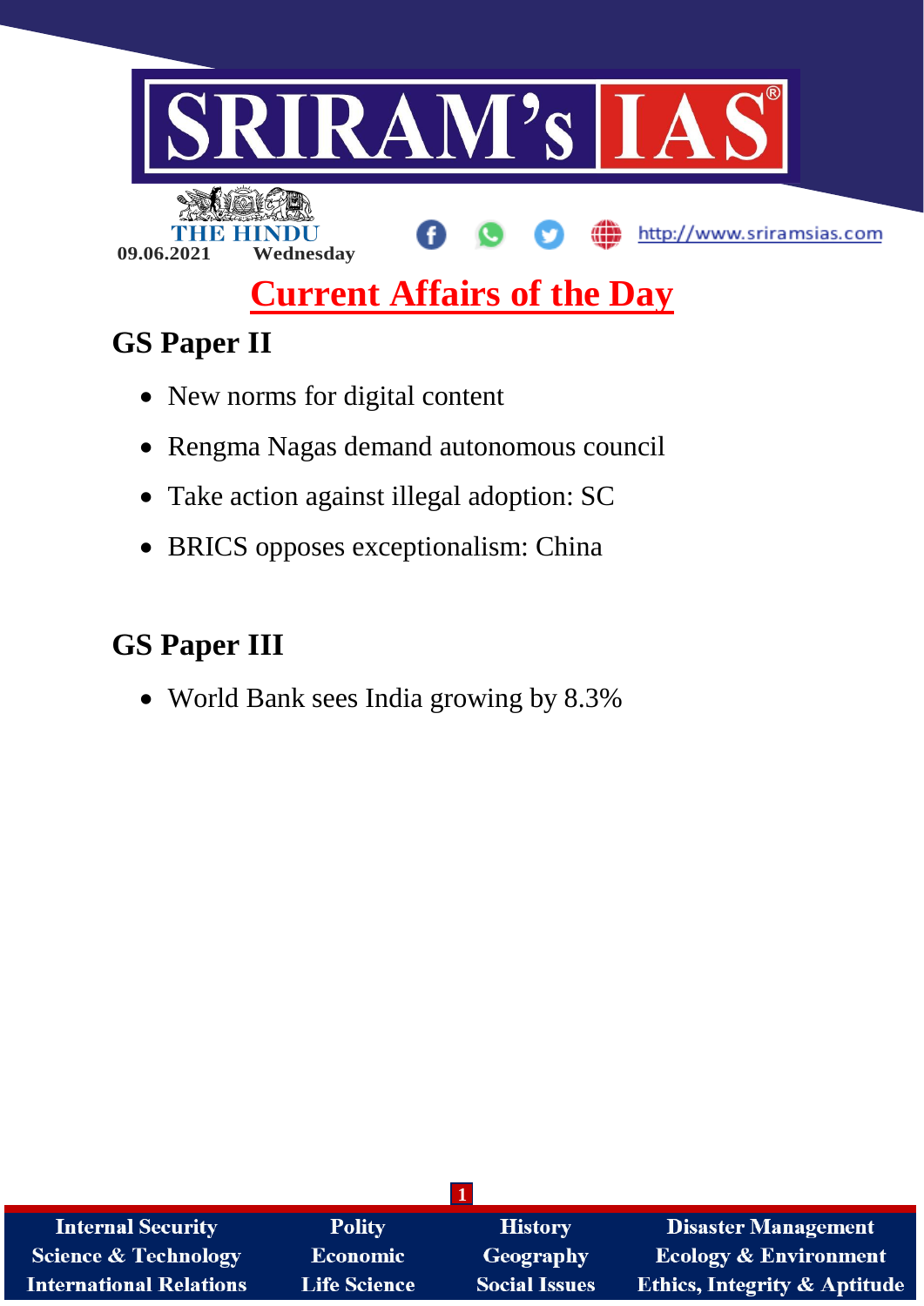# SRIRAM's IAS

THE HINDU

09.06.2021 Wednesday

http://www.sriramsias.com

## Current Affairs of the Day

### GS Paper II

- New norms for digital content
- Rengma Nagas demand autonomous council
- Take action against illegal adoption: SC
- BRICS opposes exceptionalism: China

### GS Paper III

- World Bank sees India growing by 8.3%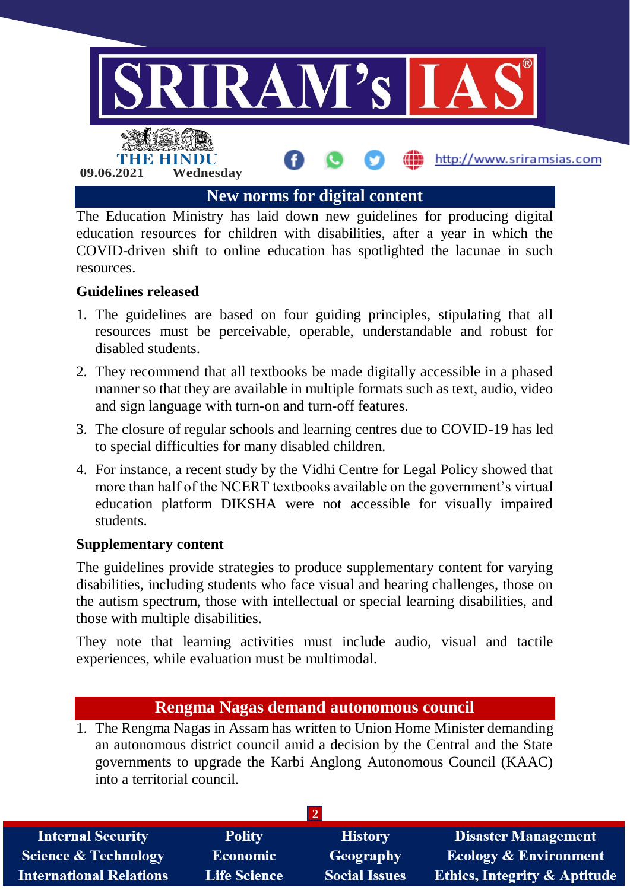## New norms for digital content

The Education Ministry has laid down new guidelines for producing digital education resources for children with disabilities, after a year in which the COVID-driven shift to online education has spotlighted the lacunae in such resources.

### Guidelines released

1. The guidelines are based on four guiding principles, stipulating that all resources must be perceivable, operable, understandable and robust for disabled students.
2. They recommend that all textbooks be made digitally accessible in a phased manner so that they are available in multiple formats such as text, audio, video and sign language with turn-on and turn-off features.
3. The closure of regular schools and learning centres due to COVID-19 has led to special difficulties for many disabled children.
4. For instance, a recent study by the Vidhi Centre for Legal Policy showed that more than half of the NCERT textbooks available on the government's virtual education platform DIKSHA were not accessible for visually impaired students.

### Supplementary content

The guidelines provide strategies to produce supplementary content for varying disabilities, including students who face visual and hearing challenges, those on the autism spectrum, those with intellectual or special learning disabilities, and those with multiple disabilities.

They note that learning activities must include audio, visual and tactile experiences, while evaluation must be multimodal.

## Rengma Nagas demand autonomous council

1. The Rengma Nagas in Assam has written to Union Home Minister demanding an autonomous district council amid a decision by the Central and the State governments to upgrade the Karbi Anglong Autonomous Council (KAAC) into a territorial council.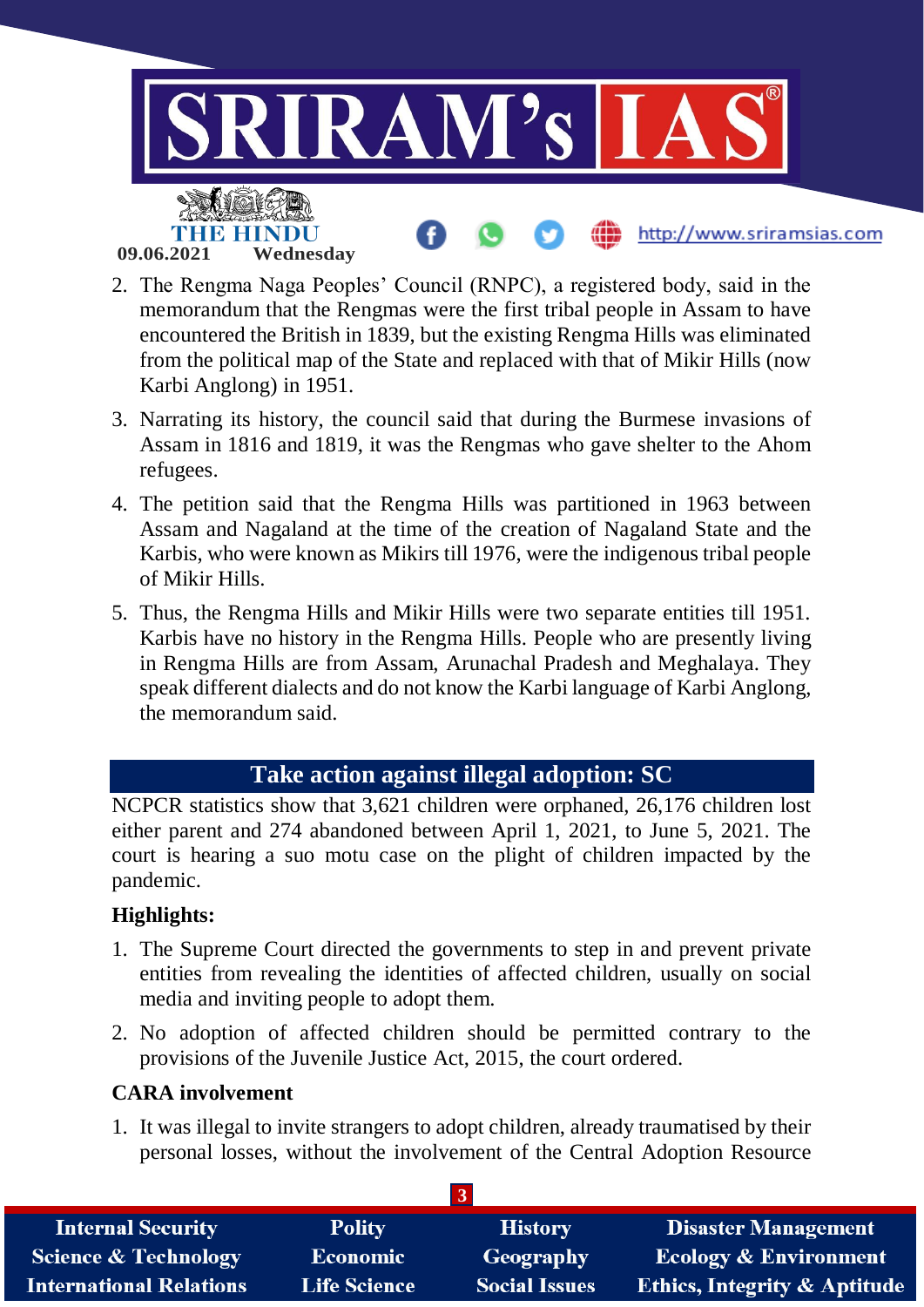2. The Rengma Naga Peoples' Council (RNPC), a registered body, said in the memorandum that the Rengmas were the first tribal people in Assam to have encountered the British in 1839, but the existing Rengma Hills was eliminated from the political map of the State and replaced with that of Mikir Hills (now Karbi Anglong) in 1951.
3. Narrating its history, the council said that during the Burmese invasions of Assam in 1816 and 1819, it was the Rengmas who gave shelter to the Ahom refugees.
4. The petition said that the Rengma Hills was partitioned in 1963 between Assam and Nagaland at the time of the creation of Nagaland State and the Karbis, who were known as Mikirs till 1976, were the indigenous tribal people of Mikir Hills.
5. Thus, the Rengma Hills and Mikir Hills were two separate entities till 1951. Karbis have no history in the Rengma Hills. People who are presently living in Rengma Hills are from Assam, Arunachal Pradesh and Meghalaya. They speak different dialects and do not know the Karbi language of Karbi Anglong, the memorandum said.

## Take action against illegal adoption: SC

NCPCR statistics show that 3,621 children were orphaned, 26,176 children lost either parent and 274 abandoned between April 1, 2021, to June 5, 2021. The court is hearing a suo motu case on the plight of children impacted by the pandemic.

**Highlights:**

1. The Supreme Court directed the governments to step in and prevent private entities from revealing the identities of affected children, usually on social media and inviting people to adopt them.
2. No adoption of affected children should be permitted contrary to the provisions of the Juvenile Justice Act, 2015, the court ordered.

**CARA involvement**

1. It was illegal to invite strangers to adopt children, already traumatised by their personal losses, without the involvement of the Central Adoption Resource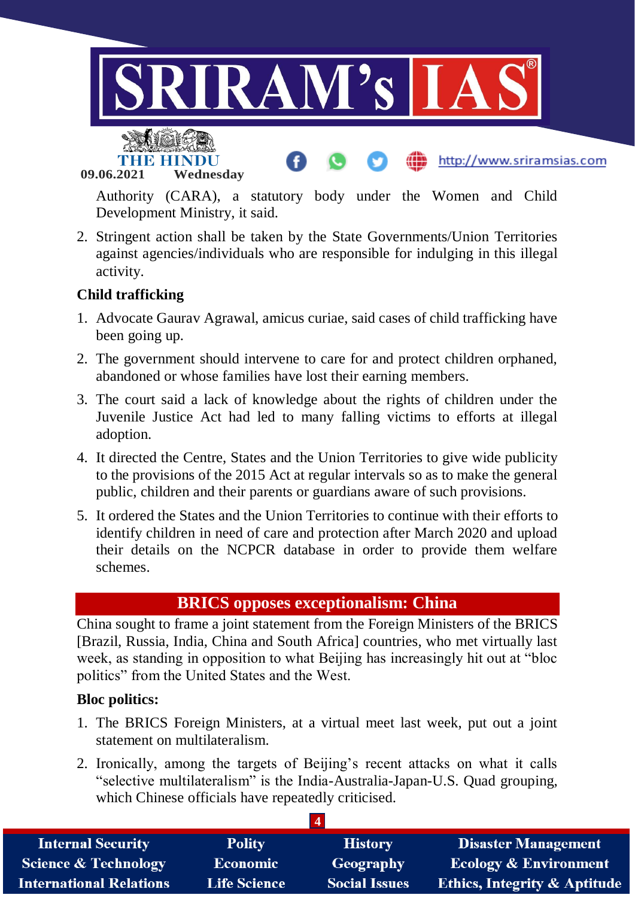Authority (CARA), a statutory body under the Women and Child Development Ministry, it said.

2. Stringent action shall be taken by the State Governments/Union Territories against agencies/individuals who are responsible for indulging in this illegal activity.

**Child trafficking**

1. Advocate Gaurav Agrawal, amicus curiae, said cases of child trafficking have been going up.
2. The government should intervene to care for and protect children orphaned, abandoned or whose families have lost their earning members.
3. The court said a lack of knowledge about the rights of children under the Juvenile Justice Act had led to many falling victims to efforts at illegal adoption.
4. It directed the Centre, States and the Union Territories to give wide publicity to the provisions of the 2015 Act at regular intervals so as to make the general public, children and their parents or guardians aware of such provisions.
5. It ordered the States and the Union Territories to continue with their efforts to identify children in need of care and protection after March 2020 and upload their details on the NCPCR database in order to provide them welfare schemes.

## BRICS opposes exceptionalism: China

China sought to frame a joint statement from the Foreign Ministers of the BRICS [Brazil, Russia, India, China and South Africa] countries, who met virtually last week, as standing in opposition to what Beijing has increasingly hit out at "bloc politics" from the United States and the West.

**Bloc politics:**

1. The BRICS Foreign Ministers, at a virtual meet last week, put out a joint statement on multilateralism.
2. Ironically, among the targets of Beijing's recent attacks on what it calls "selective multilateralism" is the India-Australia-Japan-U.S. Quad grouping, which Chinese officials have repeatedly criticised.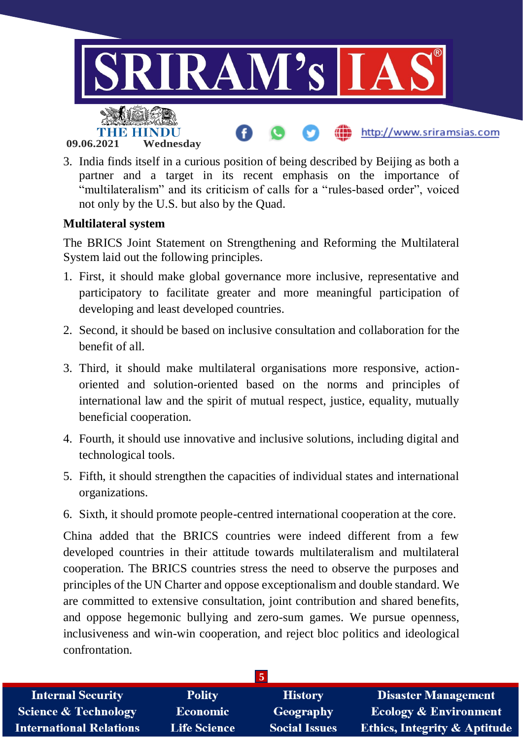3. India finds itself in a curious position of being described by Beijing as both a partner and a target in its recent emphasis on the importance of "multilateralism" and its criticism of calls for a "rules-based order", voiced not only by the U.S. but also by the Quad.

**Multilateral system**

The BRICS Joint Statement on Strengthening and Reforming the Multilateral System laid out the following principles.

1. First, it should make global governance more inclusive, representative and participatory to facilitate greater and more meaningful participation of developing and least developed countries.
2. Second, it should be based on inclusive consultation and collaboration for the benefit of all.
3. Third, it should make multilateral organisations more responsive, action-oriented and solution-oriented based on the norms and principles of international law and the spirit of mutual respect, justice, equality, mutually beneficial cooperation.
4. Fourth, it should use innovative and inclusive solutions, including digital and technological tools.
5. Fifth, it should strengthen the capacities of individual states and international organizations.
6. Sixth, it should promote people-centred international cooperation at the core.

China added that the BRICS countries were indeed different from a few developed countries in their attitude towards multilateralism and multilateral cooperation. The BRICS countries stress the need to observe the purposes and principles of the UN Charter and oppose exceptionalism and double standard. We are committed to extensive consultation, joint contribution and shared benefits, and oppose hegemonic bullying and zero-sum games. We pursue openness, inclusiveness and win-win cooperation, and reject bloc politics and ideological confrontation.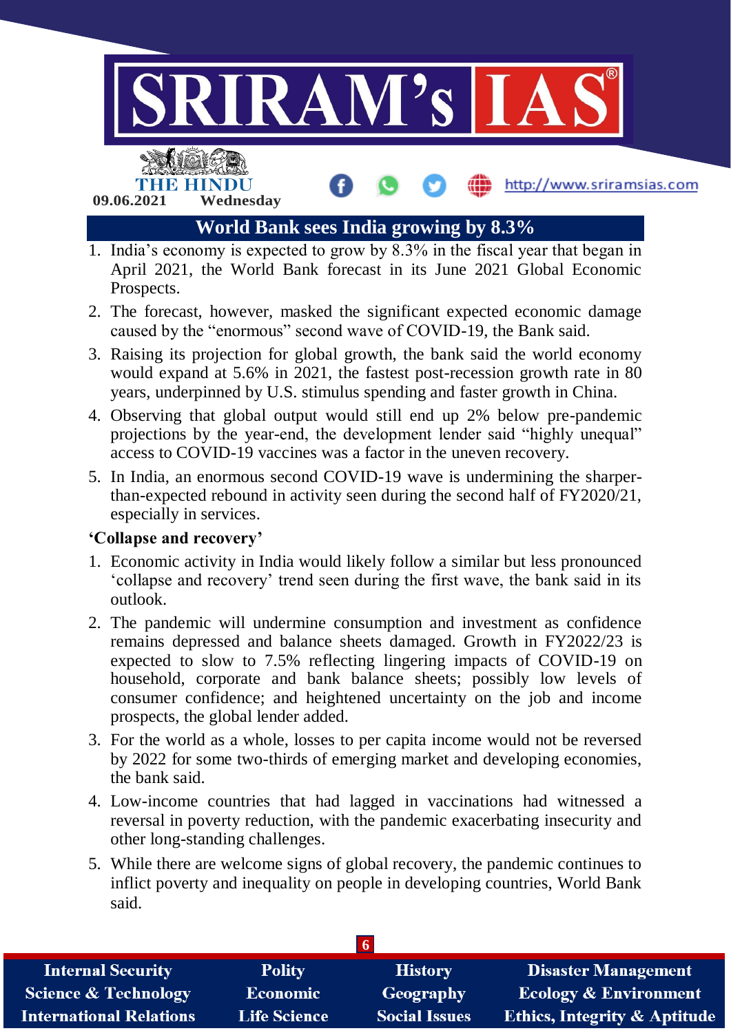# World Bank sees India growing by 8.3%

1. India's economy is expected to grow by 8.3% in the fiscal year that began in April 2021, the World Bank forecast in its June 2021 Global Economic Prospects.
2. The forecast, however, masked the significant expected economic damage caused by the "enormous" second wave of COVID-19, the Bank said.
3. Raising its projection for global growth, the bank said the world economy would expand at 5.6% in 2021, the fastest post-recession growth rate in 80 years, underpinned by U.S. stimulus spending and faster growth in China.
4. Observing that global output would still end up 2% below pre-pandemic projections by the year-end, the development lender said "highly unequal" access to COVID-19 vaccines was a factor in the uneven recovery.
5. In India, an enormous second COVID-19 wave is undermining the sharper-than-expected rebound in activity seen during the second half of FY2020/21, especially in services.

## 'Collapse and recovery'

1. Economic activity in India would likely follow a similar but less pronounced 'collapse and recovery' trend seen during the first wave, the bank said in its outlook.
2. The pandemic will undermine consumption and investment as confidence remains depressed and balance sheets damaged. Growth in FY2022/23 is expected to slow to 7.5% reflecting lingering impacts of COVID-19 on household, corporate and bank balance sheets; possibly low levels of consumer confidence; and heightened uncertainty on the job and income prospects, the global lender added.
3. For the world as a whole, losses to per capita income would not be reversed by 2022 for some two-thirds of emerging market and developing economies, the bank said.
4. Low-income countries that had lagged in vaccinations had witnessed a reversal in poverty reduction, with the pandemic exacerbating insecurity and other long-standing challenges.
5. While there are welcome signs of global recovery, the pandemic continues to inflict poverty and inequality on people in developing countries, World Bank said.